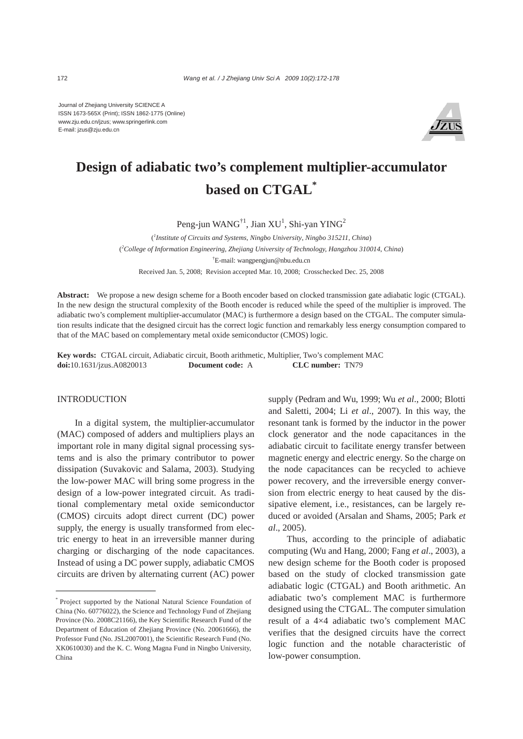Journal of Zhejiang University SCIENCE A
ISSN 1673-565X (Print); ISSN 1862-1775 (Online)
www.zju.edu.cn/jzus; www.springerlink.com
E-mail: jzus@zju.edu.cn

# Design of adiabatic two's complement multiplier-accumulator based on CTGAL*

Peng-jun WANG†1, Jian XU[1], Shi-yan YING[2]

([1]*Institute of Circuits and Systems, Ningbo University, Ningbo 315211, China*)
([2]*College of Information Engineering, Zhejiang University of Technology, Hangzhou 310014, China*)
†E-mail: wangpengjun@nbu.edu.cn
Received Jan. 5, 2008; Revision accepted Mar. 10, 2008; Crosschecked Dec. 25, 2008

**Abstract:** We propose a new design scheme for a Booth encoder based on clocked transmission gate adiabatic logic (CTGAL). In the new design the structural complexity of the Booth encoder is reduced while the speed of the multiplier is improved. The adiabatic two's complement multiplier-accumulator (MAC) is furthermore a design based on the CTGAL. The computer simulation results indicate that the designed circuit has the correct logic function and remarkably less energy consumption compared to that of the MAC based on complementary metal oxide semiconductor (CMOS) logic.

**Key words:** CTGAL circuit, Adiabatic circuit, Booth arithmetic, Multiplier, Two's complement MAC
**doi:**10.1631/jzus.A0820013 **Document code:** A **CLC number:** TN79

## INTRODUCTION

In a digital system, the multiplier-accumulator (MAC) composed of adders and multipliers plays an important role in many digital signal processing systems and is also the primary contributor to power dissipation (Suvakovic and Salama, 2003). Studying the low-power MAC will bring some progress in the design of a low-power integrated circuit. As traditional complementary metal oxide semiconductor (CMOS) circuits adopt direct current (DC) power supply, the energy is usually transformed from electric energy to heat in an irreversible manner during charging or discharging of the node capacitances. Instead of using a DC power supply, adiabatic CMOS circuits are driven by alternating current (AC) power supply (Pedram and Wu, 1999; Wu *et al*., 2000; Blotti and Saletti, 2004; Li *et al*., 2007). In this way, the resonant tank is formed by the inductor in the power clock generator and the node capacitances in the adiabatic circuit to facilitate energy transfer between magnetic energy and electric energy. So the charge on the node capacitances can be recycled to achieve power recovery, and the irreversible energy conversion from electric energy to heat caused by the dissipative element, i.e., resistances, can be largely reduced or avoided (Arsalan and Shams, 2005; Park *et al*., 2005).

Thus, according to the principle of adiabatic computing (Wu and Hang, 2000; Fang *et al*., 2003), a new design scheme for the Booth coder is proposed based on the study of clocked transmission gate adiabatic logic (CTGAL) and Booth arithmetic. An adiabatic two's complement MAC is furthermore designed using the CTGAL. The computer simulation result of a 4×4 adiabatic two's complement MAC verifies that the designed circuits have the correct logic function and the notable characteristic of low-power consumption.

---

* Project supported by the National Natural Science Foundation of China (No. 60776022), the Science and Technology Fund of Zhejiang Province (No. 2008C21166), the Key Scientific Research Fund of the Department of Education of Zhejiang Province (No. 20061666), the Professor Fund (No. JSL2007001), the Scientific Research Fund (No. XK0610030) and the K. C. Wong Magna Fund in Ningbo University, China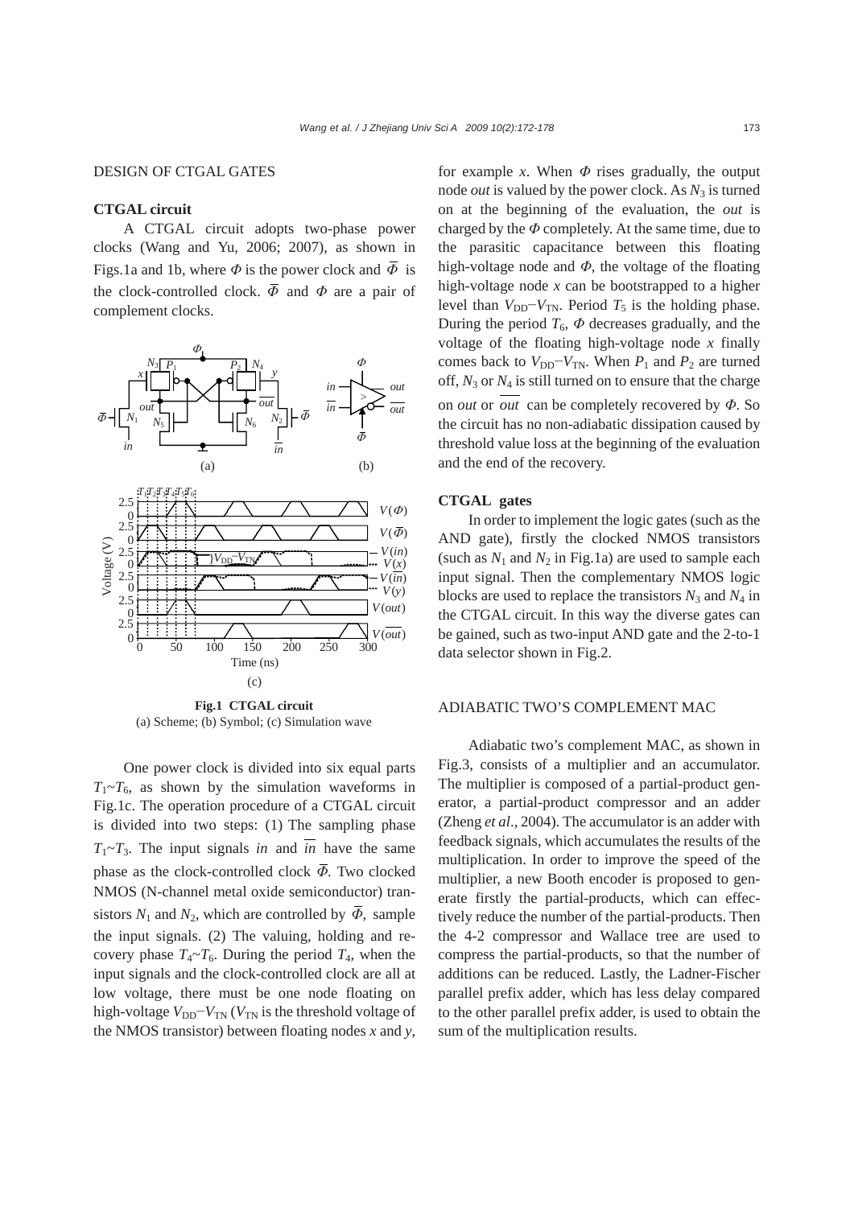## DESIGN OF CTGAL GATES

### CTGAL circuit

A CTGAL circuit adopts two-phase power clocks (Wang and Yu, 2006; 2007), as shown in Figs.1a and 1b, where $\Phi$ is the power clock and $\overline{\Phi}$ is the clock-controlled clock. $\overline{\Phi}$ and $\Phi$ are a pair of complement clocks.

**Fig.1 CTGAL circuit**
(a) Scheme; (b) Symbol; (c) Simulation wave

One power clock is divided into six equal parts $T_1$~$T_6$, as shown by the simulation waveforms in Fig.1c. The operation procedure of a CTGAL circuit is divided into two steps: (1) The sampling phase $T_1$~$T_3$. The input signals *in* and $\overline{in}$ have the same phase as the clock-controlled clock $\overline{\Phi}$. Two clocked NMOS (N-channel metal oxide semiconductor) transistors $N_1$ and $N_2$, which are controlled by $\overline{\Phi}$, sample the input signals. (2) The valuing, holding and recovery phase $T_4$~$T_6$. During the period $T_4$, when the input signals and the clock-controlled clock are all at low voltage, there must be one node floating on high-voltage $V_{DD}-V_{TN}$ ($V_{TN}$ is the threshold voltage of the NMOS transistor) between floating nodes *x* and *y*, for example *x*. When $\Phi$ rises gradually, the output node *out* is valued by the power clock. As $N_3$ is turned on at the beginning of the evaluation, the *out* is charged by the $\Phi$ completely. At the same time, due to the parasitic capacitance between this floating high-voltage node and $\Phi$, the voltage of the floating high-voltage node *x* can be bootstrapped to a higher level than $V_{DD}-V_{TN}$. Period $T_5$ is the holding phase. During the period $T_6$, $\Phi$ decreases gradually, and the voltage of the floating high-voltage node *x* finally comes back to $V_{DD}-V_{TN}$. When $P_1$ and $P_2$ are turned off, $N_3$ or $N_4$ is still turned on to ensure that the charge on *out* or $\overline{out}$ can be completely recovered by $\Phi$. So the circuit has no non-adiabatic dissipation caused by threshold value loss at the beginning of the evaluation and the end of the recovery.

### CTGAL gates

In order to implement the logic gates (such as the AND gate), firstly the clocked NMOS transistors (such as $N_1$ and $N_2$ in Fig.1a) are used to sample each input signal. Then the complementary NMOS logic blocks are used to replace the transistors $N_3$ and $N_4$ in the CTGAL circuit. In this way the diverse gates can be gained, such as two-input AND gate and the 2-to-1 data selector shown in Fig.2.

## ADIABATIC TWO'S COMPLEMENT MAC

Adiabatic two's complement MAC, as shown in Fig.3, consists of a multiplier and an accumulator. The multiplier is composed of a partial-product generator, a partial-product compressor and an adder (Zheng *et al*., 2004). The accumulator is an adder with feedback signals, which accumulates the results of the multiplication. In order to improve the speed of the multiplier, a new Booth encoder is proposed to generate firstly the partial-products, which can effectively reduce the number of the partial-products. Then the 4-2 compressor and Wallace tree are used to compress the partial-products, so that the number of additions can be reduced. Lastly, the Ladner-Fischer parallel prefix adder, which has less delay compared to the other parallel prefix adder, is used to obtain the sum of the multiplication results.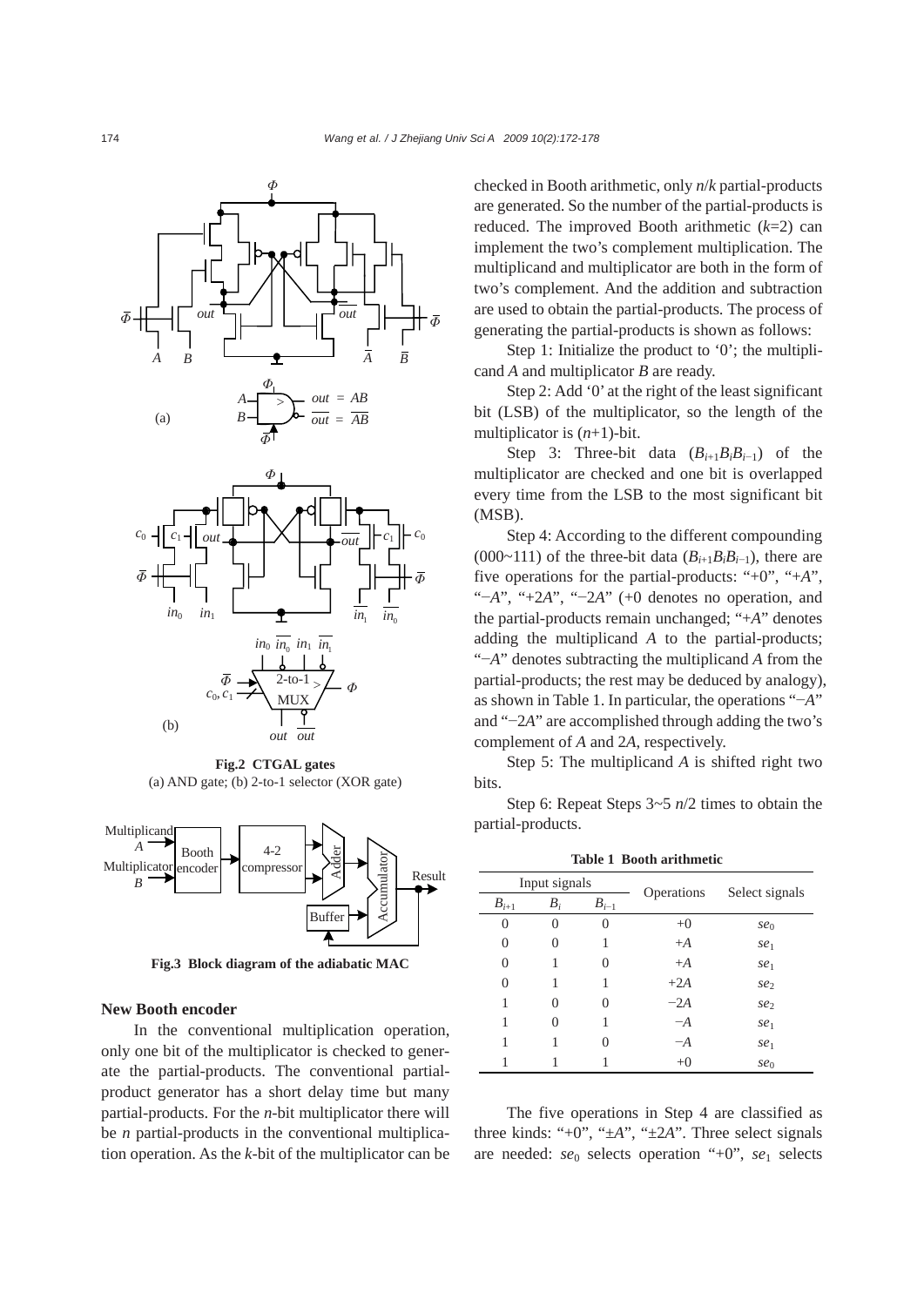Fig.2 CTGAL gates
(a) AND gate; (b) 2-to-1 selector (XOR gate)

Fig.3 Block diagram of the adiabatic MAC

### New Booth encoder

In the conventional multiplication operation, only one bit of the multiplicator is checked to generate the partial-products. The conventional partial-product generator has a short delay time but many partial-products. For the $n$-bit multiplicator there will be $n$ partial-products in the conventional multiplication operation. As the $k$-bit of the multiplicator can be checked in Booth arithmetic, only $n/k$ partial-products are generated. So the number of the partial-products is reduced. The improved Booth arithmetic ($k$=2) can implement the two's complement multiplication. The multiplicand and multiplicator are both in the form of two's complement. And the addition and subtraction are used to obtain the partial-products. The process of generating the partial-products is shown as follows:

Step 1: Initialize the product to '0'; the multiplicand $A$ and multiplicator $B$ are ready.

Step 2: Add '0' at the right of the least significant bit (LSB) of the multiplicator, so the length of the multiplicator is ($n$+1)-bit.

Step 3: Three-bit data ($B_{i+1}B_iB_{i-1}$) of the multiplicator are checked and one bit is overlapped every time from the LSB to the most significant bit (MSB).

Step 4: According to the different compounding (000~111) of the three-bit data ($B_{i+1}B_iB_{i-1}$), there are five operations for the partial-products: "+0", "+$A$", "−$A$", "+2$A$", "−2$A$" (+0 denotes no operation, and the partial-products remain unchanged; "+$A$" denotes adding the multiplicand $A$ to the partial-products; "−$A$" denotes subtracting the multiplicand $A$ from the partial-products; the rest may be deduced by analogy), as shown in Table 1. In particular, the operations "−$A$" and "−2$A$" are accomplished through adding the two's complement of $A$ and 2$A$, respectively.

Step 5: The multiplicand $A$ is shifted right two bits.

Step 6: Repeat Steps 3~5 $n$/2 times to obtain the partial-products.

**Table 1 Booth arithmetic**

| Input signals | | | Operations | Select signals |
|---|---|---|---|---|
| $B_{i+1}$ | $B_i$ | $B_{i-1}$ | | |
| 0 | 0 | 0 | +0 | $se_0$ |
| 0 | 0 | 1 | +$A$ | $se_1$ |
| 0 | 1 | 0 | +$A$ | $se_1$ |
| 0 | 1 | 1 | +2$A$ | $se_2$ |
| 1 | 0 | 0 | −2$A$ | $se_2$ |
| 1 | 0 | 1 | −$A$ | $se_1$ |
| 1 | 1 | 0 | −$A$ | $se_1$ |
| 1 | 1 | 1 | +0 | $se_0$ |

The five operations in Step 4 are classified as three kinds: "+0", "±$A$", "±2$A$". Three select signals are needed: $se_0$ selects operation "+0", $se_1$ selects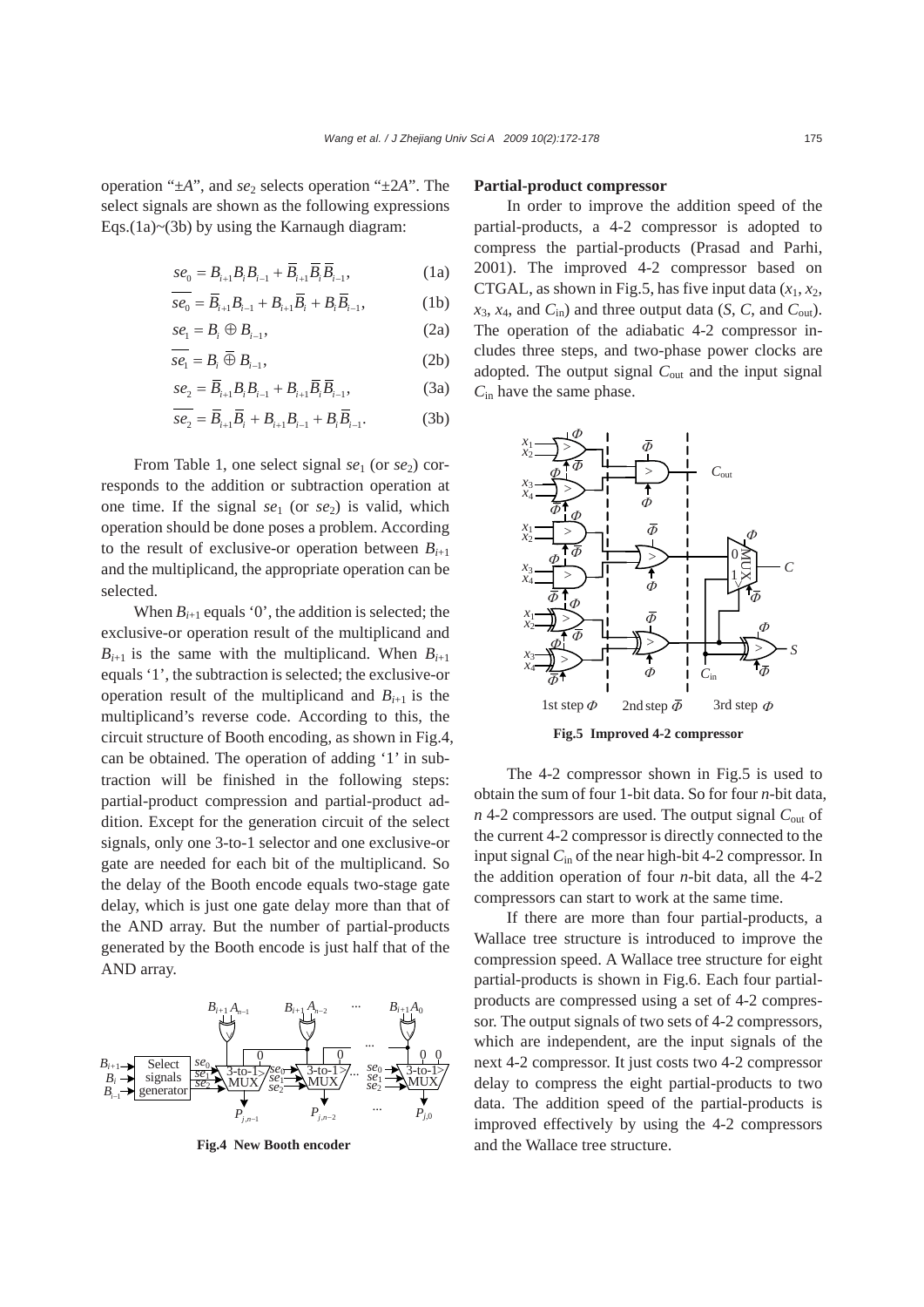operation "±$A$", and $se_2$ selects operation "±2$A$". The select signals are shown as the following expressions Eqs.(1a)~(3b) by using the Karnaugh diagram:

$$se_0 = B_{i+1}B_iB_{i-1} + \overline{B}_{i+1}\overline{B}_i\overline{B}_{i-1}, \quad (1a)$$

$$\overline{se_0} = \overline{B}_{i+1}B_{i-1} + B_{i+1}\overline{B}_i + B_i\overline{B}_{i-1}, \quad (1b)$$

$$se_1 = B_i \oplus B_{i-1}, \quad (2a)$$

$$\overline{se_1} = B_i \overline{\oplus} B_{i-1}, \quad (2b)$$

$$se_2 = \overline{B}_{i+1}B_iB_{i-1} + B_{i+1}\overline{B}_i\overline{B}_{i-1}, \quad (3a)$$

$$\overline{se_2} = \overline{B}_{i+1}\overline{B}_i + B_{i+1}B_{i-1} + B_i\overline{B}_{i-1}. \quad (3b)$$

From Table 1, one select signal $se_1$ (or $se_2$) corresponds to the addition or subtraction operation at one time. If the signal $se_1$ (or $se_2$) is valid, which operation should be done poses a problem. According to the result of exclusive-or operation between $B_{i+1}$ and the multiplicand, the appropriate operation can be selected.

When $B_{i+1}$ equals '0', the addition is selected; the exclusive-or operation result of the multiplicand and $B_{i+1}$ is the same with the multiplicand. When $B_{i+1}$ equals '1', the subtraction is selected; the exclusive-or operation result of the multiplicand and $B_{i+1}$ is the multiplicand's reverse code. According to this, the circuit structure of Booth encoding, as shown in Fig.4, can be obtained. The operation of adding '1' in subtraction will be finished in the following steps: partial-product compression and partial-product addition. Except for the generation circuit of the select signals, only one 3-to-1 selector and one exclusive-or gate are needed for each bit of the multiplicand. So the delay of the Booth encode equals two-stage gate delay, which is just one gate delay more than that of the AND array. But the number of partial-products generated by the Booth encode is just half that of the AND array.

**Fig.4 New Booth encoder**

**Partial-product compressor**

In order to improve the addition speed of the partial-products, a 4-2 compressor is adopted to compress the partial-products (Prasad and Parhi, 2001). The improved 4-2 compressor based on CTGAL, as shown in Fig.5, has five input data ($x_1$, $x_2$, $x_3$, $x_4$, and $C_{\text{in}}$) and three output data ($S$, $C$, and $C_{\text{out}}$). The operation of the adiabatic 4-2 compressor includes three steps, and two-phase power clocks are adopted. The output signal $C_{\text{out}}$ and the input signal $C_{\text{in}}$ have the same phase.

**Fig.5 Improved 4-2 compressor**

The 4-2 compressor shown in Fig.5 is used to obtain the sum of four 1-bit data. So for four $n$-bit data, $n$ 4-2 compressors are used. The output signal $C_{\text{out}}$ of the current 4-2 compressor is directly connected to the input signal $C_{\text{in}}$ of the near high-bit 4-2 compressor. In the addition operation of four $n$-bit data, all the 4-2 compressors can start to work at the same time.

If there are more than four partial-products, a Wallace tree structure is introduced to improve the compression speed. A Wallace tree structure for eight partial-products is shown in Fig.6. Each four partial-products are compressed using a set of 4-2 compressor. The output signals of two sets of 4-2 compressors, which are independent, are the input signals of the next 4-2 compressor. It just costs two 4-2 compressor delay to compress the eight partial-products to two data. The addition speed of the partial-products is improved effectively by using the 4-2 compressors and the Wallace tree structure.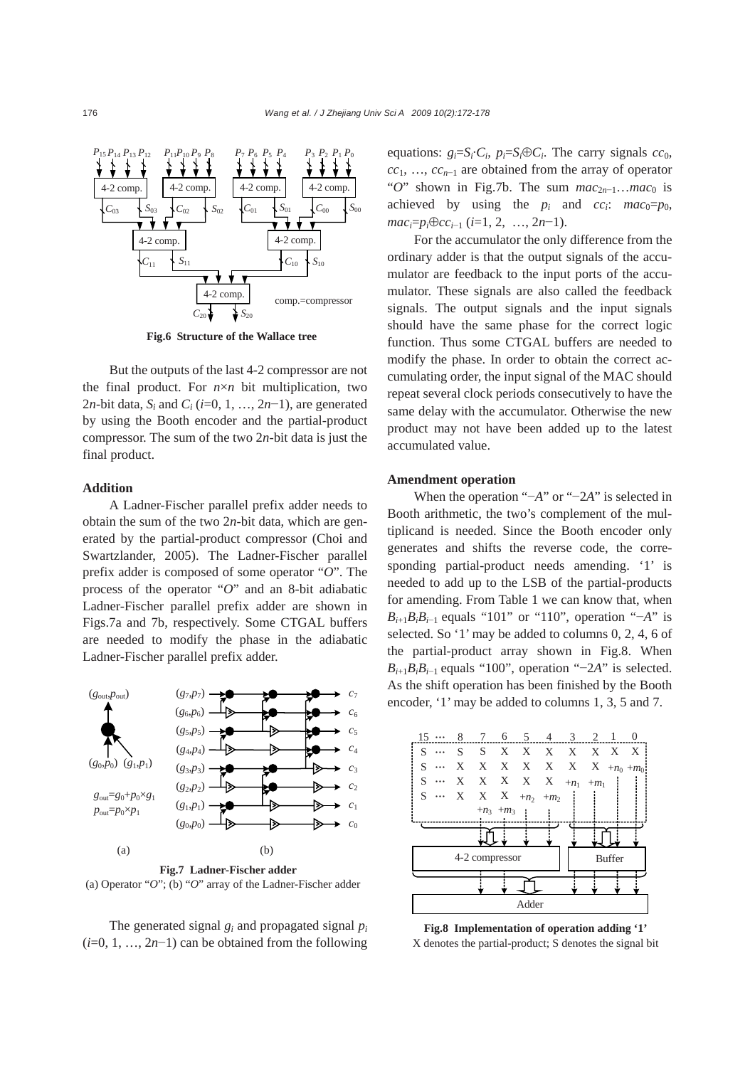**Fig.6 Structure of the Wallace tree**

But the outputs of the last 4-2 compressor are not the final product. For $n\times n$ bit multiplication, two $2n$-bit data, $S_i$ and $C_i$ ($i$=0, 1, …, $2n-1$), are generated by using the Booth encoder and the partial-product compressor. The sum of the two $2n$-bit data is just the final product.

### Addition

A Ladner-Fischer parallel prefix adder needs to obtain the sum of the two $2n$-bit data, which are generated by the partial-product compressor (Choi and Swartzlander, 2005). The Ladner-Fischer parallel prefix adder is composed of some operator "$O$". The process of the operator "$O$" and an 8-bit adiabatic Ladner-Fischer parallel prefix adder are shown in Figs.7a and 7b, respectively. Some CTGAL buffers are needed to modify the phase in the adiabatic Ladner-Fischer parallel prefix adder.

**Fig.7 Ladner-Fischer adder**
(a) Operator "$O$"; (b) "$O$" array of the Ladner-Fischer adder

The generated signal $g_i$ and propagated signal $p_i$ ($i$=0, 1, …, $2n-1$) can be obtained from the following equations: $g_i=S_i \cdot C_i$, $p_i=S_i \oplus C_i$. The carry signals $cc_0$, $cc_1$, …, $cc_{n-1}$ are obtained from the array of operator "$O$" shown in Fig.7b. The sum $mac_{2n-1}…mac_0$ is achieved by using the $p_i$ and $cc_i$: $mac_0=p_0$, $mac_i=p_i \oplus cc_{i-1}$ ($i$=1, 2, …, $2n-1$).

For the accumulator the only difference from the ordinary adder is that the output signals of the accumulator are feedback to the input ports of the accumulator. These signals are also called the feedback signals. The output signals and the input signals should have the same phase for the correct logic function. Thus some CTGAL buffers are needed to modify the phase. In order to obtain the correct accumulating order, the input signal of the MAC should repeat several clock periods consecutively to have the same delay with the accumulator. Otherwise the new product may not have been added up to the latest accumulated value.

### Amendment operation

When the operation "$-A$" or "$-2A$" is selected in Booth arithmetic, the two's complement of the multiplicand is needed. Since the Booth encoder only generates and shifts the reverse code, the corresponding partial-product needs amending. '1' is needed to add up to the LSB of the partial-products for amending. From Table 1 we can know that, when $B_{i+1}B_iB_{i-1}$ equals "101" or "110", operation "$-A$" is selected. So '1' may be added to columns 0, 2, 4, 6 of the partial-product array shown in Fig.8. When $B_{i+1}B_iB_{i-1}$ equals "100", operation "$-2A$" is selected. As the shift operation has been finished by the Booth encoder, '1' may be added to columns 1, 3, 5 and 7.

**Fig.8 Implementation of operation adding '1'**
X denotes the partial-product; S denotes the signal bit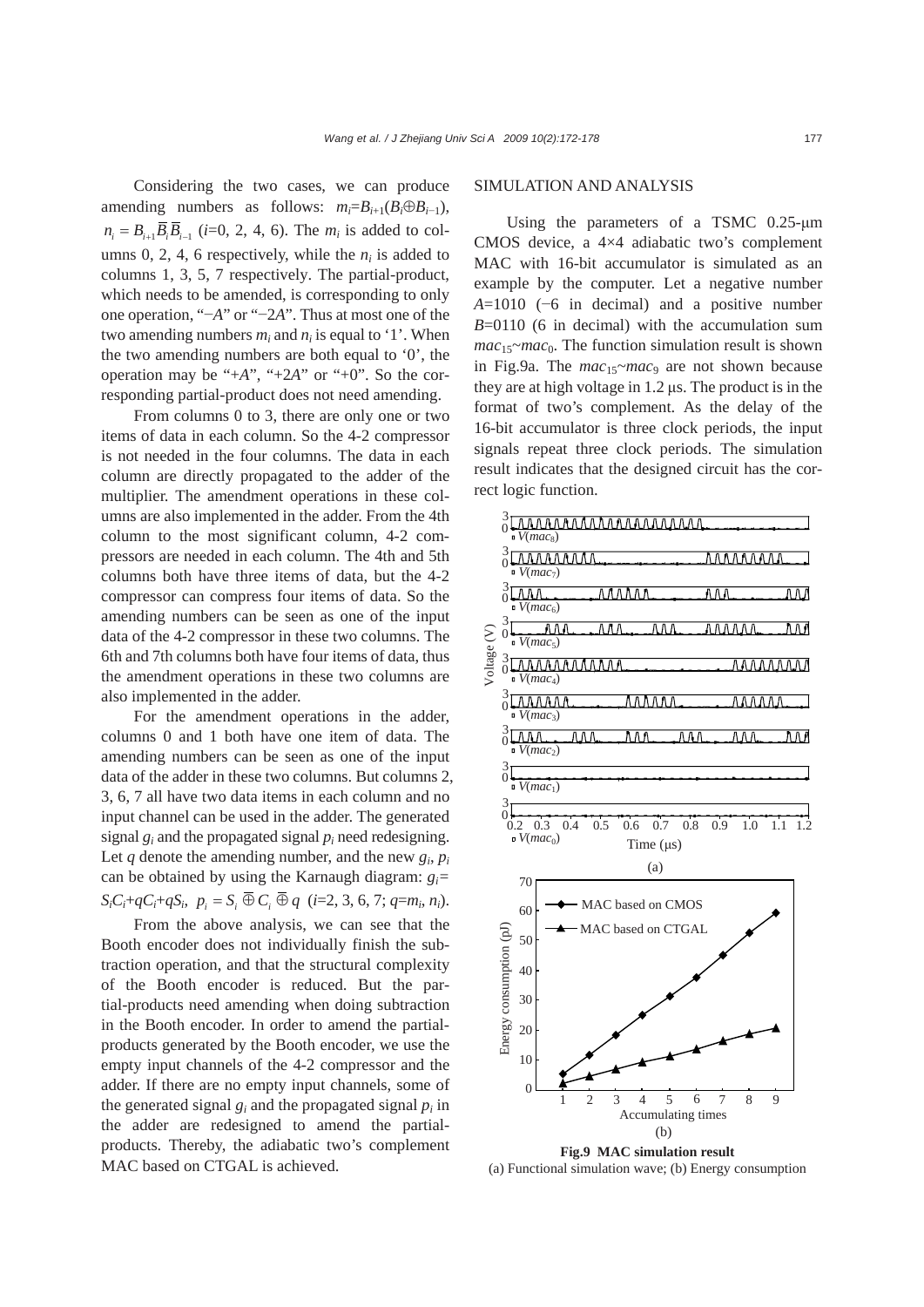Considering the two cases, we can produce amending numbers as follows: $m_i=B_{i+1}(B_i \oplus B_{i-1})$, $n_i = B_{i+1}\overline{B}_i\overline{B}_{i-1}$ ($i$=0, 2, 4, 6). The $m_i$ is added to columns 0, 2, 4, 6 respectively, while the $n_i$ is added to columns 1, 3, 5, 7 respectively. The partial-product, which needs to be amended, is corresponding to only one operation, "$-A$" or "$-2A$". Thus at most one of the two amending numbers $m_i$ and $n_i$ is equal to '1'. When the two amending numbers are both equal to '0', the operation may be "$+A$", "$+2A$" or "$+0$". So the corresponding partial-product does not need amending.

From columns 0 to 3, there are only one or two items of data in each column. So the 4-2 compressor is not needed in the four columns. The data in each column are directly propagated to the adder of the multiplier. The amendment operations in these columns are also implemented in the adder. From the 4th column to the most significant column, 4-2 compressors are needed in each column. The 4th and 5th columns both have three items of data, but the 4-2 compressor can compress four items of data. So the amending numbers can be seen as one of the input data of the 4-2 compressor in these two columns. The 6th and 7th columns both have four items of data, thus the amendment operations in these two columns are also implemented in the adder.

For the amendment operations in the adder, columns 0 and 1 both have one item of data. The amending numbers can be seen as one of the input data of the adder in these two columns. But columns 2, 3, 6, 7 all have two data items in each column and no input channel can be used in the adder. The generated signal $g_i$ and the propagated signal $p_i$ need redesigning. Let $q$ denote the amending number, and the new $g_i$, $p_i$ can be obtained by using the Karnaugh diagram: $g_i=S_iC_i+qC_i+qS_i$, $p_i = S_i \overline{\oplus} C_i \overline{\oplus} q$ ($i$=2, 3, 6, 7; $q$=$m_i$, $n_i$).

From the above analysis, we can see that the Booth encoder does not individually finish the subtraction operation, and that the structural complexity of the Booth encoder is reduced. But the partial-products need amending when doing subtraction in the Booth encoder. In order to amend the partial-products generated by the Booth encoder, we use the empty input channels of the 4-2 compressor and the adder. If there are no empty input channels, some of the generated signal $g_i$ and the propagated signal $p_i$ in the adder are redesigned to amend the partial-products. Thereby, the adiabatic two's complement MAC based on CTGAL is achieved.

## SIMULATION AND ANALYSIS

Using the parameters of a TSMC 0.25-μm CMOS device, a 4×4 adiabatic two's complement MAC with 16-bit accumulator is simulated as an example by the computer. Let a negative number $A$=1010 (−6 in decimal) and a positive number $B$=0110 (6 in decimal) with the accumulation sum $mac_{15}$~$mac_0$. The function simulation result is shown in Fig.9a. The $mac_{15}$~$mac_9$ are not shown because they are at high voltage in 1.2 μs. The product is in the format of two's complement. As the delay of the 16-bit accumulator is three clock periods, the input signals repeat three clock periods. The simulation result indicates that the designed circuit has the correct logic function.

**Fig.9 MAC simulation result**
(a) Functional simulation wave; (b) Energy consumption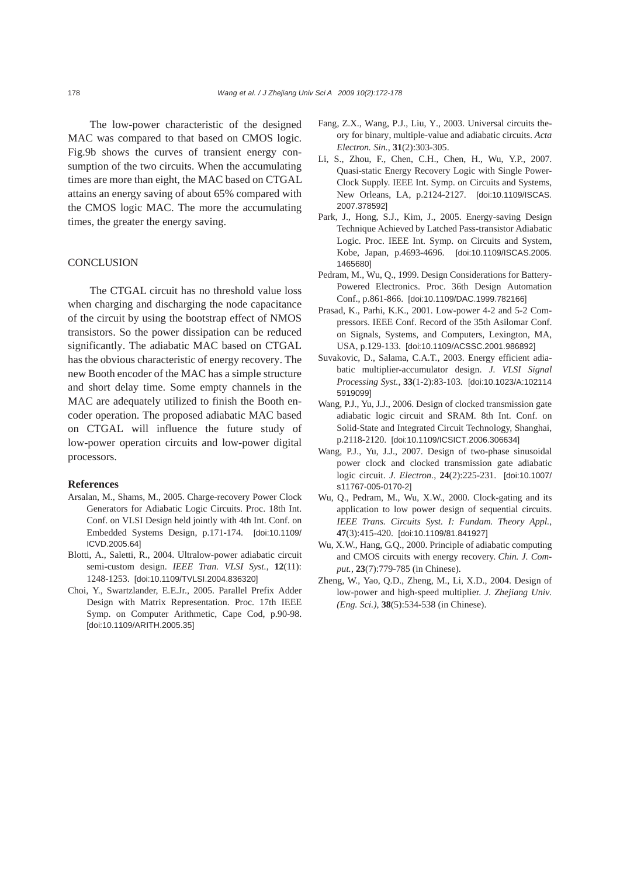The low-power characteristic of the designed MAC was compared to that based on CMOS logic. Fig.9b shows the curves of transient energy consumption of the two circuits. When the accumulating times are more than eight, the MAC based on CTGAL attains an energy saving of about 65% compared with the CMOS logic MAC. The more the accumulating times, the greater the energy saving.

## CONCLUSION

The CTGAL circuit has no threshold value loss when charging and discharging the node capacitance of the circuit by using the bootstrap effect of NMOS transistors. So the power dissipation can be reduced significantly. The adiabatic MAC based on CTGAL has the obvious characteristic of energy recovery. The new Booth encoder of the MAC has a simple structure and short delay time. Some empty channels in the MAC are adequately utilized to finish the Booth encoder operation. The proposed adiabatic MAC based on CTGAL will influence the future study of low-power operation circuits and low-power digital processors.

### References

Arsalan, M., Shams, M., 2005. Charge-recovery Power Clock Generators for Adiabatic Logic Circuits. Proc. 18th Int. Conf. on VLSI Design held jointly with 4th Int. Conf. on Embedded Systems Design, p.171-174. [doi:10.1109/ICVD.2005.64]

Blotti, A., Saletti, R., 2004. Ultralow-power adiabatic circuit semi-custom design. *IEEE Tran. VLSI Syst.*, **12**(11): 1248-1253. [doi:10.1109/TVLSI.2004.836320]

Choi, Y., Swartzlander, E.E.Jr., 2005. Parallel Prefix Adder Design with Matrix Representation. Proc. 17th IEEE Symp. on Computer Arithmetic, Cape Cod, p.90-98. [doi:10.1109/ARITH.2005.35]

Fang, Z.X., Wang, P.J., Liu, Y., 2003. Universal circuits theory for binary, multiple-value and adiabatic circuits. *Acta Electron. Sin.*, **31**(2):303-305.

Li, S., Zhou, F., Chen, C.H., Chen, H., Wu, Y.P., 2007. Quasi-static Energy Recovery Logic with Single Power-Clock Supply. IEEE Int. Symp. on Circuits and Systems, New Orleans, LA, p.2124-2127. [doi:10.1109/ISCAS.2007.378592]

Park, J., Hong, S.J., Kim, J., 2005. Energy-saving Design Technique Achieved by Latched Pass-transistor Adiabatic Logic. Proc. IEEE Int. Symp. on Circuits and System, Kobe, Japan, p.4693-4696. [doi:10.1109/ISCAS.2005.1465680]

Pedram, M., Wu, Q., 1999. Design Considerations for Battery-Powered Electronics. Proc. 36th Design Automation Conf., p.861-866. [doi:10.1109/DAC.1999.782166]

Prasad, K., Parhi, K.K., 2001. Low-power 4-2 and 5-2 Compressors. IEEE Conf. Record of the 35th Asilomar Conf. on Signals, Systems, and Computers, Lexington, MA, USA, p.129-133. [doi:10.1109/ACSSC.2001.986892]

Suvakovic, D., Salama, C.A.T., 2003. Energy efficient adiabatic multiplier-accumulator design. *J. VLSI Signal Processing Syst.*, **33**(1-2):83-103. [doi:10.1023/A:1021145919099]

Wang, P.J., Yu, J.J., 2006. Design of clocked transmission gate adiabatic logic circuit and SRAM. 8th Int. Conf. on Solid-State and Integrated Circuit Technology, Shanghai, p.2118-2120. [doi:10.1109/ICSICT.2006.306634]

Wang, P.J., Yu, J.J., 2007. Design of two-phase sinusoidal power clock and clocked transmission gate adiabatic logic circuit. *J. Electron.*, **24**(2):225-231. [doi:10.1007/s11767-005-0170-2]

Wu, Q., Pedram, M., Wu, X.W., 2000. Clock-gating and its application to low power design of sequential circuits. *IEEE Trans. Circuits Syst. I: Fundam. Theory Appl.*, **47**(3):415-420. [doi:10.1109/81.841927]

Wu, X.W., Hang, G.Q., 2000. Principle of adiabatic computing and CMOS circuits with energy recovery. *Chin. J. Comput.*, **23**(7):779-785 (in Chinese).

Zheng, W., Yao, Q.D., Zheng, M., Li, X.D., 2004. Design of low-power and high-speed multiplier. *J. Zhejiang Univ. (Eng. Sci.)*, **38**(5):534-538 (in Chinese).